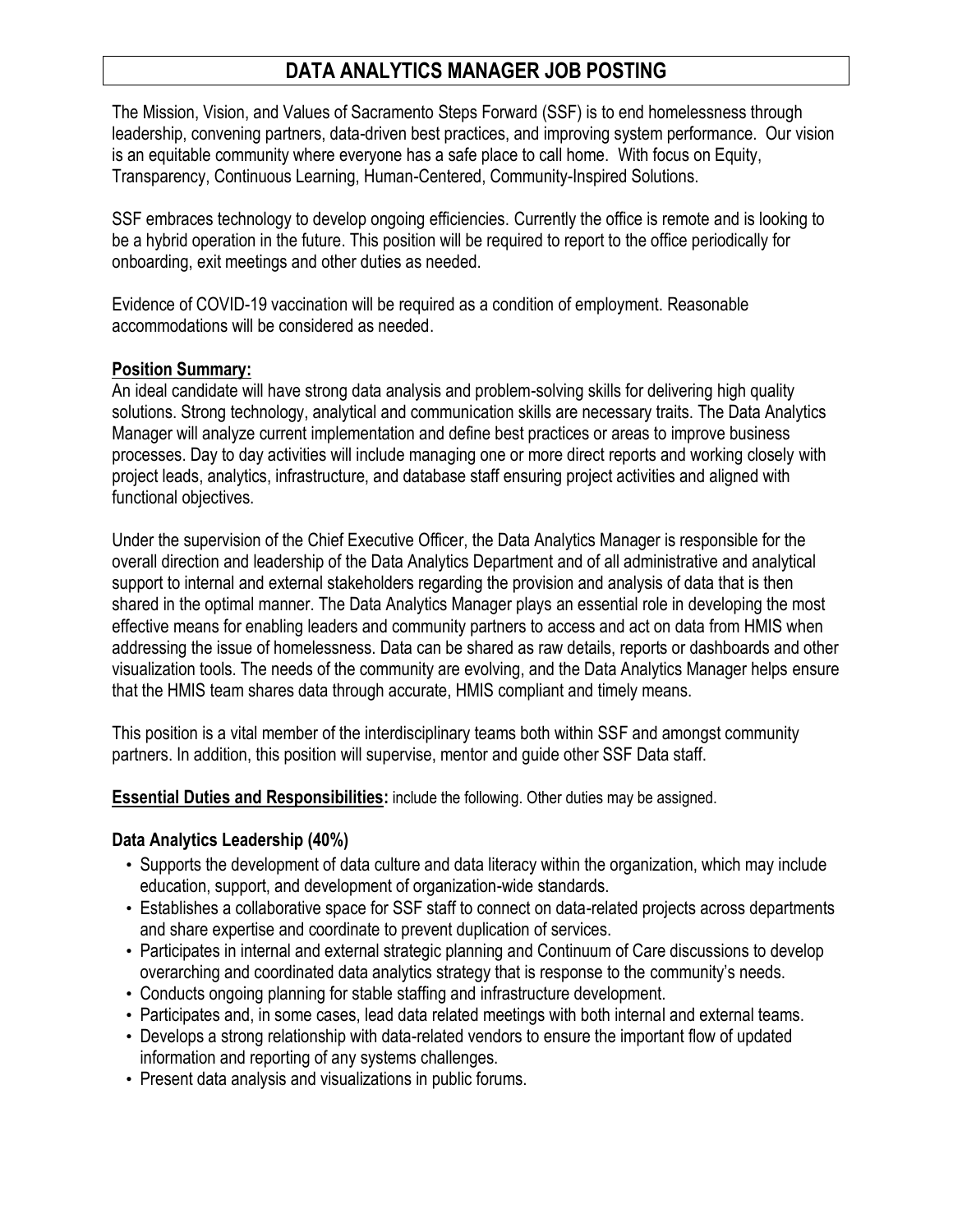# DATA ANALYTICS MANAGER JOB POSTING

The Mission, Vision, and Values of Sacramento Steps Forward (SSF) is to end homelessness through leadership, convening partners, data-driven best practices, and improving system performance. Our vision is an equitable community where everyone has a safe place to call home. With focus on Equity, Transparency, Continuous Learning, Human-Centered, Community-Inspired Solutions.

SSF embraces technology to develop ongoing efficiencies. Currently the office is remote and is looking to be a hybrid operation in the future. This position will be required to report to the office periodically for onboarding, exit meetings and other duties as needed.

Evidence of COVID-19 vaccination will be required as a condition of employment. Reasonable accommodations will be considered as needed.

**Position Summary:**

An ideal candidate will have strong data analysis and problem-solving skills for delivering high quality solutions. Strong technology, analytical and communication skills are necessary traits. The Data Analytics Manager will analyze current implementation and define best practices or areas to improve business processes. Day to day activities will include managing one or more direct reports and working closely with project leads, analytics, infrastructure, and database staff ensuring project activities and aligned with functional objectives.

Under the supervision of the Chief Executive Officer, the Data Analytics Manager is responsible for the overall direction and leadership of the Data Analytics Department and of all administrative and analytical support to internal and external stakeholders regarding the provision and analysis of data that is then shared in the optimal manner. The Data Analytics Manager plays an essential role in developing the most effective means for enabling leaders and community partners to access and act on data from HMIS when addressing the issue of homelessness. Data can be shared as raw details, reports or dashboards and other visualization tools. The needs of the community are evolving, and the Data Analytics Manager helps ensure that the HMIS team shares data through accurate, HMIS compliant and timely means.

This position is a vital member of the interdisciplinary teams both within SSF and amongst community partners. In addition, this position will supervise, mentor and guide other SSF Data staff.

**Essential Duties and Responsibilities:** include the following. Other duties may be assigned.

### Data Analytics Leadership (40%)

- Supports the development of data culture and data literacy within the organization, which may include education, support, and development of organization-wide standards.
- Establishes a collaborative space for SSF staff to connect on data-related projects across departments and share expertise and coordinate to prevent duplication of services.
- Participates in internal and external strategic planning and Continuum of Care discussions to develop overarching and coordinated data analytics strategy that is response to the community's needs.
- Conducts ongoing planning for stable staffing and infrastructure development.
- Participates and, in some cases, lead data related meetings with both internal and external teams.
- Develops a strong relationship with data-related vendors to ensure the important flow of updated information and reporting of any systems challenges.
- Present data analysis and visualizations in public forums.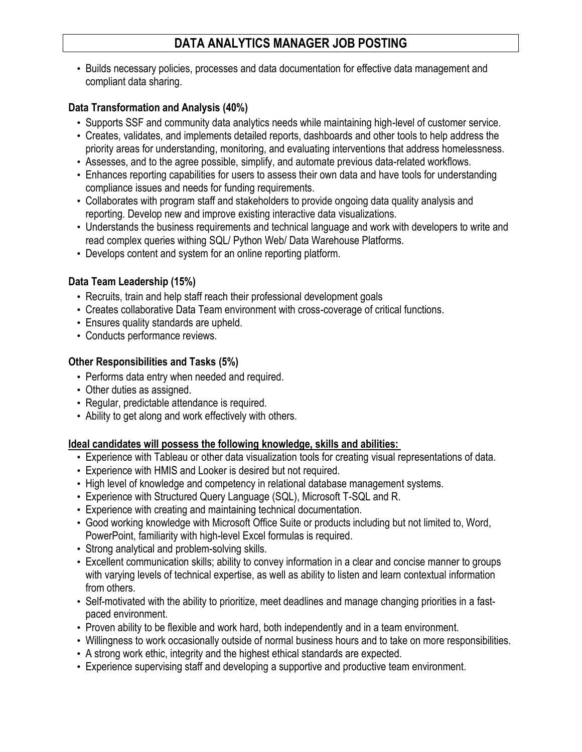# DATA ANALYTICS MANAGER JOB POSTING

- Builds necessary policies, processes and data documentation for effective data management and compliant data sharing.

**Data Transformation and Analysis (40%)**

- Supports SSF and community data analytics needs while maintaining high-level of customer service.
- Creates, validates, and implements detailed reports, dashboards and other tools to help address the priority areas for understanding, monitoring, and evaluating interventions that address homelessness.
- Assesses, and to the agree possible, simplify, and automate previous data-related workflows.
- Enhances reporting capabilities for users to assess their own data and have tools for understanding compliance issues and needs for funding requirements.
- Collaborates with program staff and stakeholders to provide ongoing data quality analysis and reporting. Develop new and improve existing interactive data visualizations.
- Understands the business requirements and technical language and work with developers to write and read complex queries withing SQL/ Python Web/ Data Warehouse Platforms.
- Develops content and system for an online reporting platform.

**Data Team Leadership (15%)**

- Recruits, train and help staff reach their professional development goals
- Creates collaborative Data Team environment with cross-coverage of critical functions.
- Ensures quality standards are upheld.
- Conducts performance reviews.

**Other Responsibilities and Tasks (5%)**

- Performs data entry when needed and required.
- Other duties as assigned.
- Regular, predictable attendance is required.
- Ability to get along and work effectively with others.

**Ideal candidates will possess the following knowledge, skills and abilities:**

- Experience with Tableau or other data visualization tools for creating visual representations of data.
- Experience with HMIS and Looker is desired but not required.
- High level of knowledge and competency in relational database management systems.
- Experience with Structured Query Language (SQL), Microsoft T-SQL and R.
- Experience with creating and maintaining technical documentation.
- Good working knowledge with Microsoft Office Suite or products including but not limited to, Word, PowerPoint, familiarity with high-level Excel formulas is required.
- Strong analytical and problem-solving skills.
- Excellent communication skills; ability to convey information in a clear and concise manner to groups with varying levels of technical expertise, as well as ability to listen and learn contextual information from others.
- Self-motivated with the ability to prioritize, meet deadlines and manage changing priorities in a fast-paced environment.
- Proven ability to be flexible and work hard, both independently and in a team environment.
- Willingness to work occasionally outside of normal business hours and to take on more responsibilities.
- A strong work ethic, integrity and the highest ethical standards are expected.
- Experience supervising staff and developing a supportive and productive team environment.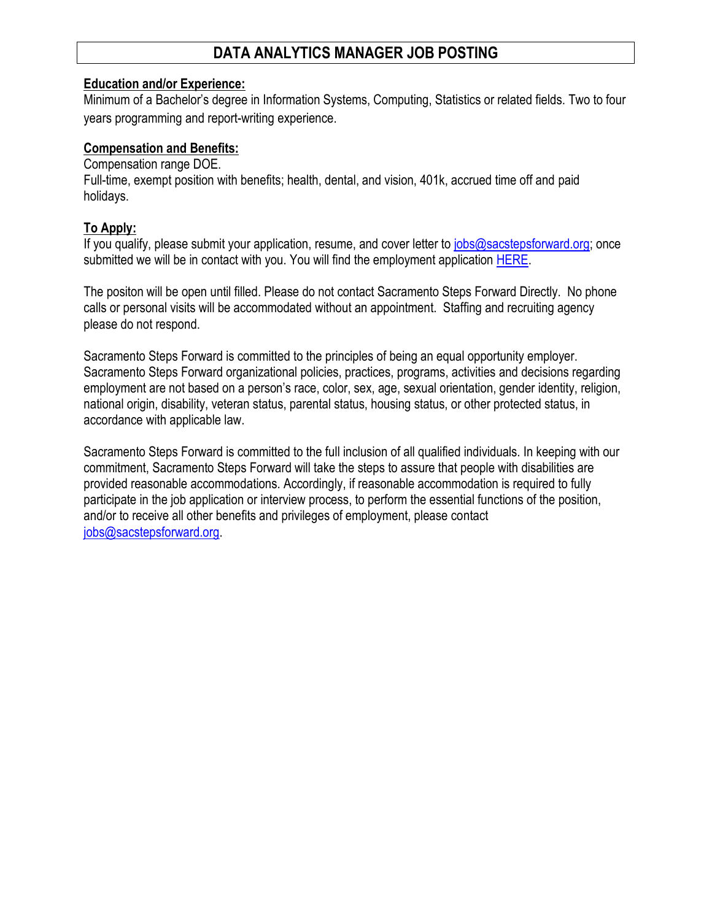# DATA ANALYTICS MANAGER JOB POSTING

**Education and/or Experience:**

Minimum of a Bachelor's degree in Information Systems, Computing, Statistics or related fields. Two to four years programming and report-writing experience.

**Compensation and Benefits:**

Compensation range DOE.
Full-time, exempt position with benefits; health, dental, and vision, 401k, accrued time off and paid holidays.

**To Apply:**

If you qualify, please submit your application, resume, and cover letter to jobs@sacstepsforward.org; once submitted we will be in contact with you. You will find the employment application HERE.

The positon will be open until filled. Please do not contact Sacramento Steps Forward Directly. No phone calls or personal visits will be accommodated without an appointment. Staffing and recruiting agency please do not respond.

Sacramento Steps Forward is committed to the principles of being an equal opportunity employer. Sacramento Steps Forward organizational policies, practices, programs, activities and decisions regarding employment are not based on a person's race, color, sex, age, sexual orientation, gender identity, religion, national origin, disability, veteran status, parental status, housing status, or other protected status, in accordance with applicable law.

Sacramento Steps Forward is committed to the full inclusion of all qualified individuals. In keeping with our commitment, Sacramento Steps Forward will take the steps to assure that people with disabilities are provided reasonable accommodations. Accordingly, if reasonable accommodation is required to fully participate in the job application or interview process, to perform the essential functions of the position, and/or to receive all other benefits and privileges of employment, please contact jobs@sacstepsforward.org.